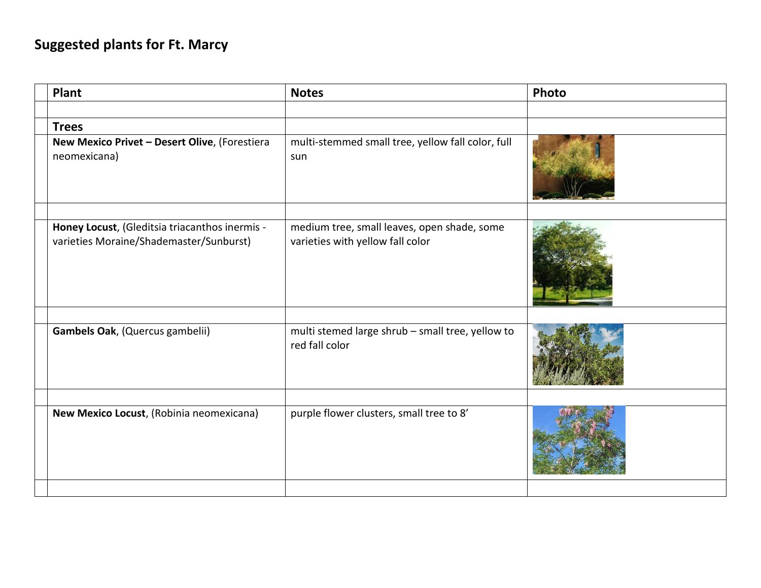# Suggested plants for Ft. Marcy

| | Plant | Notes | Photo |
|---|---|---|---|
| | | | |
| | **Trees** | | |
| | **New Mexico Privet – Desert Olive**, (Forestiera neomexicana) | multi-stemmed small tree, yellow fall color, full sun | |
| | | | |
| | **Honey Locust**, (Gleditsia triacanthos inermis - varieties Moraine/Shademaster/Sunburst) | medium tree, small leaves, open shade, some varieties with yellow fall color | |
| | | | |
| | **Gambels Oak**, (Quercus gambelii) | multi stemed large shrub – small tree, yellow to red fall color | |
| | | | |
| | **New Mexico Locust**, (Robinia neomexicana) | purple flower clusters, small tree to 8' | |
| | | | |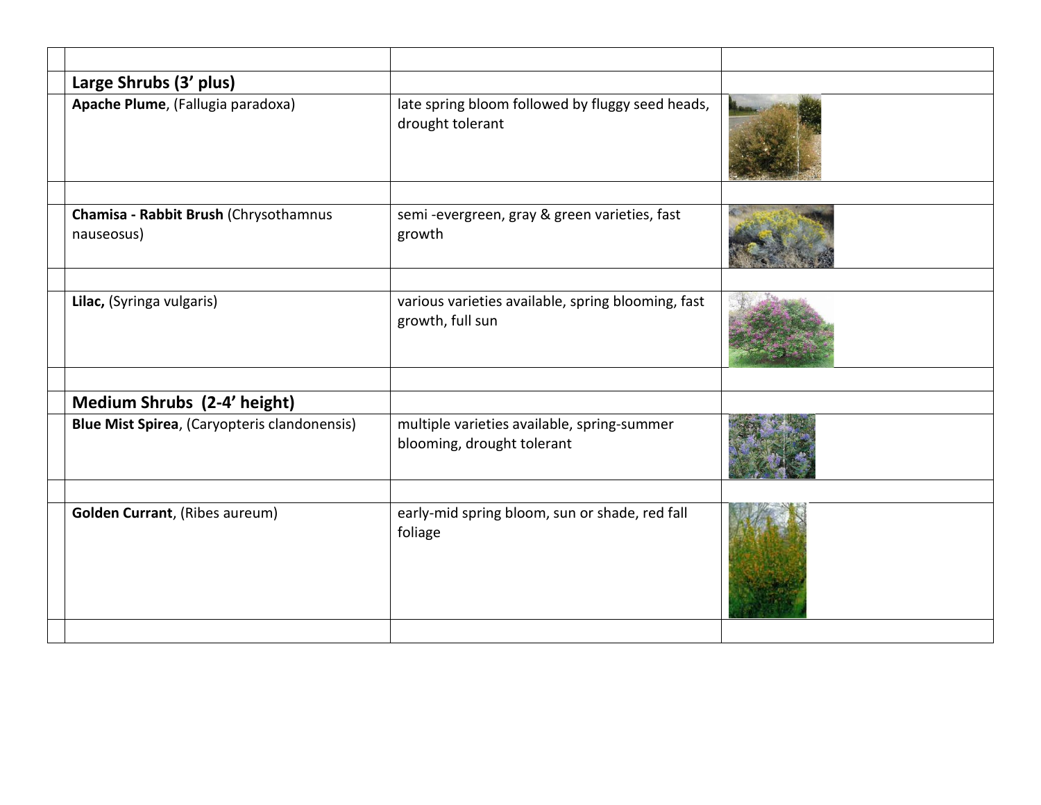| | | | |
|---|---|---|---|
| | **Large Shrubs (3' plus)** | | |
| | **Apache Plume**, (Fallugia paradoxa) | late spring bloom followed by fluggy seed heads, drought tolerant | |
| | | | |
| | **Chamisa - Rabbit Brush** (Chrysothamnus nauseosus) | semi -evergreen, gray & green varieties, fast growth | |
| | | | |
| | **Lilac,** (Syringa vulgaris) | various varieties available, spring blooming, fast growth, full sun | |
| | | | |
| | **Medium Shrubs (2-4' height)** | | |
| | **Blue Mist Spirea**, (Caryopteris clandonensis) | multiple varieties available, spring-summer blooming, drought tolerant | |
| | | | |
| | **Golden Currant**, (Ribes aureum) | early-mid spring bloom, sun or shade, red fall foliage | |
| | | | |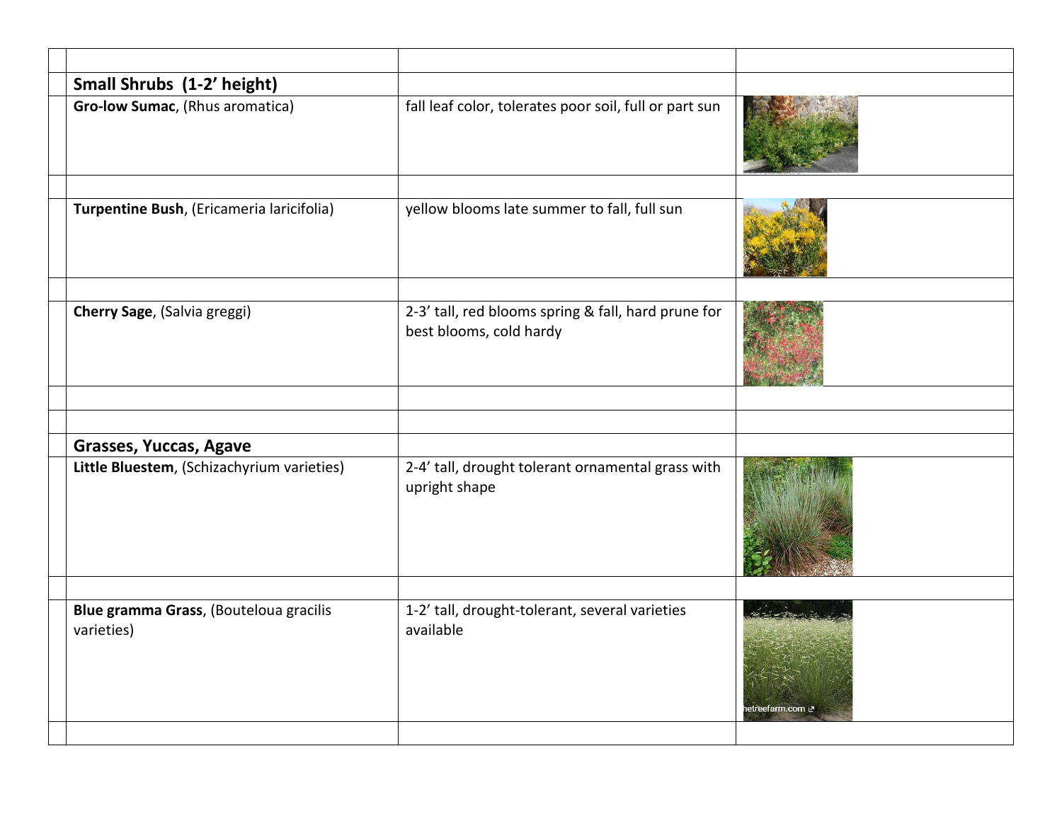| | | | |
|---|---|---|---|
| | **Small Shrubs (1-2' height)** | | |
| | **Gro-low Sumac**, (Rhus aromatica) | fall leaf color, tolerates poor soil, full or part sun | |
| | | | |
| | **Turpentine Bush**, (Ericameria laricifolia) | yellow blooms late summer to fall, full sun | |
| | | | |
| | **Cherry Sage**, (Salvia greggi) | 2-3' tall, red blooms spring & fall, hard prune for best blooms, cold hardy | |
| | | | |
| | | | |
| | **Grasses, Yuccas, Agave** | | |
| | **Little Bluestem**, (Schizachyrium varieties) | 2-4' tall, drought tolerant ornamental grass with upright shape | |
| | | | |
| | **Blue gramma Grass**, (Bouteloua gracilis varieties) | 1-2' tall, drought-tolerant, several varieties available | |
| | | | |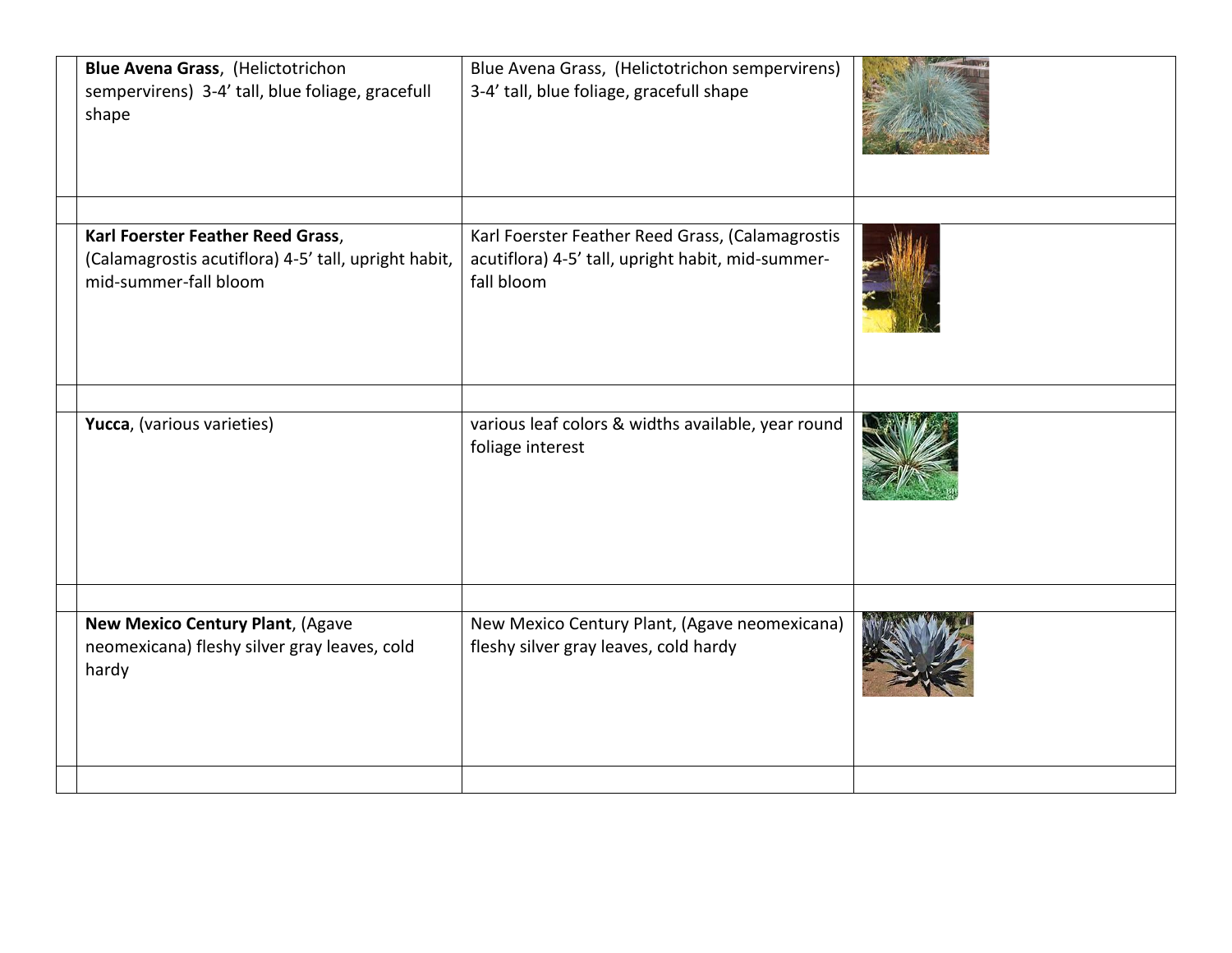| | | | |
|---|---|---|---|
| | **Blue Avena Grass**, (Helictotrichon sempervirens) 3-4' tall, blue foliage, gracefull shape | Blue Avena Grass, (Helictotrichon sempervirens) 3-4' tall, blue foliage, gracefull shape | |
| | | | |
| | **Karl Foerster Feather Reed Grass**, (Calamagrostis acutiflora) 4-5' tall, upright habit, mid-summer-fall bloom | Karl Foerster Feather Reed Grass, (Calamagrostis acutiflora) 4-5' tall, upright habit, mid-summer-fall bloom | |
| | | | |
| | **Yucca**, (various varieties) | various leaf colors & widths available, year round foliage interest | |
| | | | |
| | **New Mexico Century Plant**, (Agave neomexicana) fleshy silver gray leaves, cold hardy | New Mexico Century Plant, (Agave neomexicana) fleshy silver gray leaves, cold hardy | |
| | | | |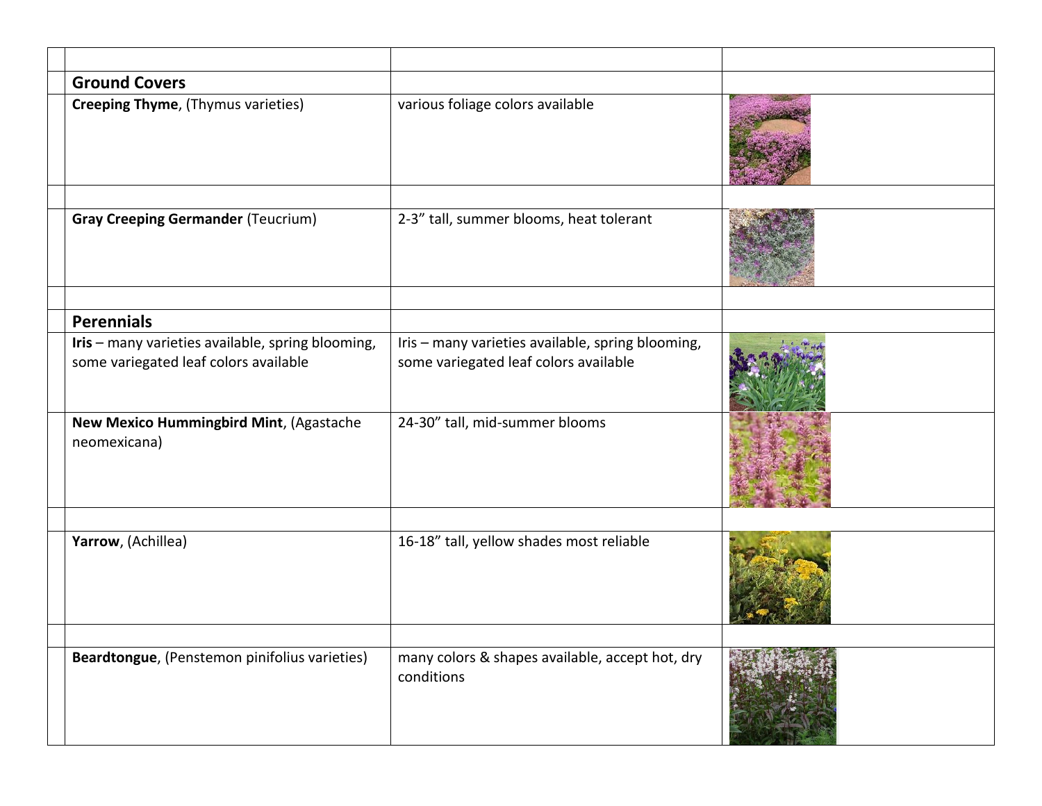| | | | |
|---|---|---|---|
| | | | |
| | **Ground Covers** | | |
| | **Creeping Thyme**, (Thymus varieties) | various foliage colors available | |
| | | | |
| | **Gray Creeping Germander** (Teucrium) | 2-3" tall, summer blooms, heat tolerant | |
| | | | |
| | **Perennials** | | |
| | **Iris** – many varieties available, spring blooming, some variegated leaf colors available | Iris – many varieties available, spring blooming, some variegated leaf colors available | |
| | **New Mexico Hummingbird Mint**, (Agastache neomexicana) | 24-30" tall, mid-summer blooms | |
| | | | |
| | **Yarrow**, (Achillea) | 16-18" tall, yellow shades most reliable | |
| | | | |
| | **Beardtongue**, (Penstemon pinifolius varieties) | many colors & shapes available, accept hot, dry conditions | |